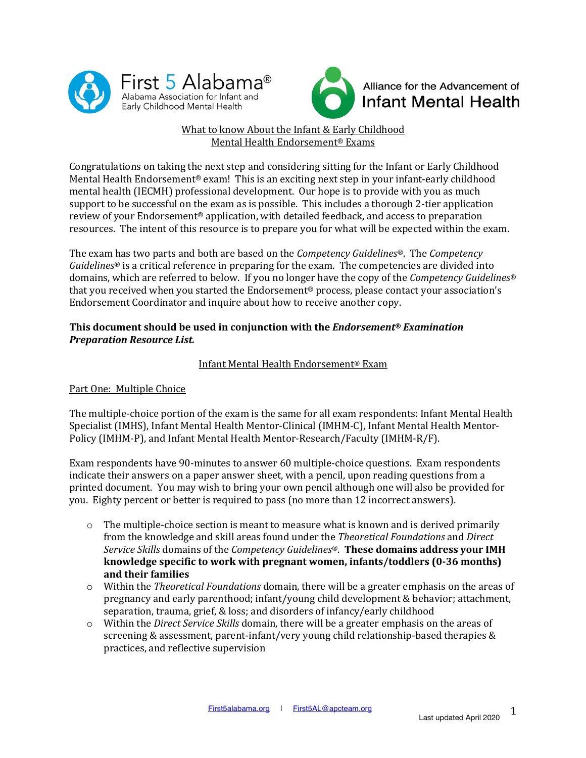First 5 Alabama®
Alabama Association for Infant and Early Childhood Mental Health

Alliance for the Advancement of Infant Mental Health

## What to know About the Infant & Early Childhood Mental Health Endorsement® Exams

Congratulations on taking the next step and considering sitting for the Infant or Early Childhood Mental Health Endorsement® exam! This is an exciting next step in your infant-early childhood mental health (IECMH) professional development. Our hope is to provide with you as much support to be successful on the exam as is possible. This includes a thorough 2-tier application review of your Endorsement® application, with detailed feedback, and access to preparation resources. The intent of this resource is to prepare you for what will be expected within the exam.

The exam has two parts and both are based on the *Competency Guidelines*®. The *Competency Guidelines*® is a critical reference in preparing for the exam. The competencies are divided into domains, which are referred to below. If you no longer have the copy of the *Competency Guidelines*® that you received when you started the Endorsement® process, please contact your association's Endorsement Coordinator and inquire about how to receive another copy.

**This document should be used in conjunction with the *Endorsement® Examination Preparation Resource List.***

## Infant Mental Health Endorsement® Exam

### Part One: Multiple Choice

The multiple-choice portion of the exam is the same for all exam respondents: Infant Mental Health Specialist (IMHS), Infant Mental Health Mentor-Clinical (IMHM-C), Infant Mental Health Mentor-Policy (IMHM-P), and Infant Mental Health Mentor-Research/Faculty (IMHM-R/F).

Exam respondents have 90-minutes to answer 60 multiple-choice questions. Exam respondents indicate their answers on a paper answer sheet, with a pencil, upon reading questions from a printed document. You may wish to bring your own pencil although one will also be provided for you. Eighty percent or better is required to pass (no more than 12 incorrect answers).

- The multiple-choice section is meant to measure what is known and is derived primarily from the knowledge and skill areas found under the *Theoretical Foundations* and *Direct Service Skills* domains of the *Competency Guidelines*®. **These domains address your IMH knowledge specific to work with pregnant women, infants/toddlers (0-36 months) and their families**
- Within the *Theoretical Foundations* domain, there will be a greater emphasis on the areas of pregnancy and early parenthood; infant/young child development & behavior; attachment, separation, trauma, grief, & loss; and disorders of infancy/early childhood
- Within the *Direct Service Skills* domain, there will be a greater emphasis on the areas of screening & assessment, parent-infant/very young child relationship-based therapies & practices, and reflective supervision

First5alabama.org | First5AL@apcteam.org

Last updated April 2020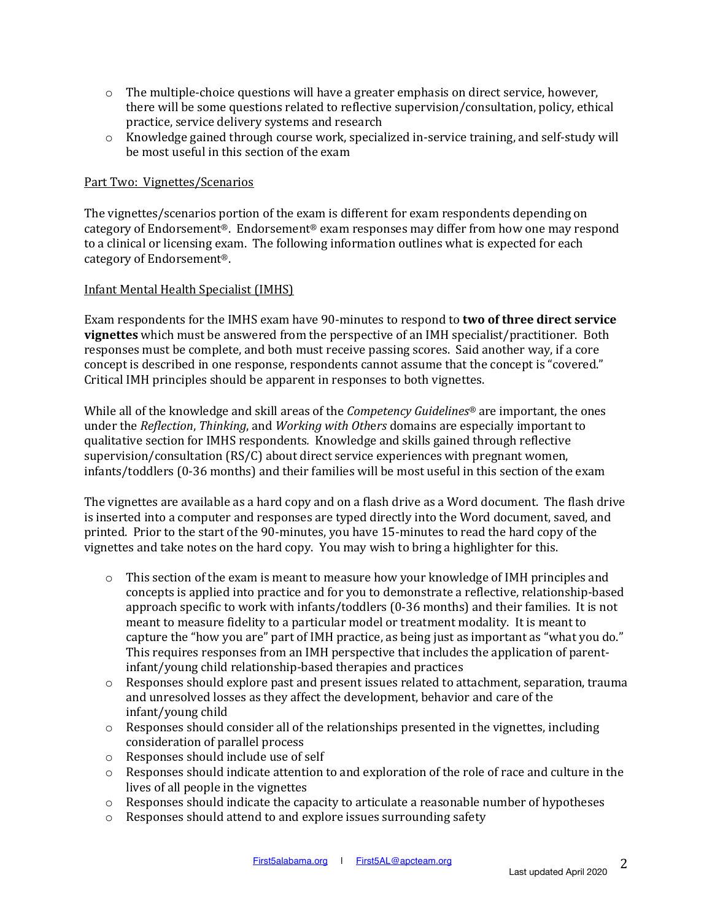- The multiple-choice questions will have a greater emphasis on direct service, however, there will be some questions related to reflective supervision/consultation, policy, ethical practice, service delivery systems and research
- Knowledge gained through course work, specialized in-service training, and self-study will be most useful in this section of the exam

Part Two: Vignettes/Scenarios

The vignettes/scenarios portion of the exam is different for exam respondents depending on category of Endorsement®. Endorsement® exam responses may differ from how one may respond to a clinical or licensing exam. The following information outlines what is expected for each category of Endorsement®.

Infant Mental Health Specialist (IMHS)

Exam respondents for the IMHS exam have 90-minutes to respond to **two of three direct service vignettes** which must be answered from the perspective of an IMH specialist/practitioner. Both responses must be complete, and both must receive passing scores. Said another way, if a core concept is described in one response, respondents cannot assume that the concept is "covered." Critical IMH principles should be apparent in responses to both vignettes.

While all of the knowledge and skill areas of the *Competency Guidelines*® are important, the ones under the *Reflection*, *Thinking*, and *Working with Others* domains are especially important to qualitative section for IMHS respondents. Knowledge and skills gained through reflective supervision/consultation (RS/C) about direct service experiences with pregnant women, infants/toddlers (0-36 months) and their families will be most useful in this section of the exam

The vignettes are available as a hard copy and on a flash drive as a Word document. The flash drive is inserted into a computer and responses are typed directly into the Word document, saved, and printed. Prior to the start of the 90-minutes, you have 15-minutes to read the hard copy of the vignettes and take notes on the hard copy. You may wish to bring a highlighter for this.

- This section of the exam is meant to measure how your knowledge of IMH principles and concepts is applied into practice and for you to demonstrate a reflective, relationship-based approach specific to work with infants/toddlers (0-36 months) and their families. It is not meant to measure fidelity to a particular model or treatment modality. It is meant to capture the "how you are" part of IMH practice, as being just as important as "what you do." This requires responses from an IMH perspective that includes the application of parent-infant/young child relationship-based therapies and practices
- Responses should explore past and present issues related to attachment, separation, trauma and unresolved losses as they affect the development, behavior and care of the infant/young child
- Responses should consider all of the relationships presented in the vignettes, including consideration of parallel process
- Responses should include use of self
- Responses should indicate attention to and exploration of the role of race and culture in the lives of all people in the vignettes
- Responses should indicate the capacity to articulate a reasonable number of hypotheses
- Responses should attend to and explore issues surrounding safety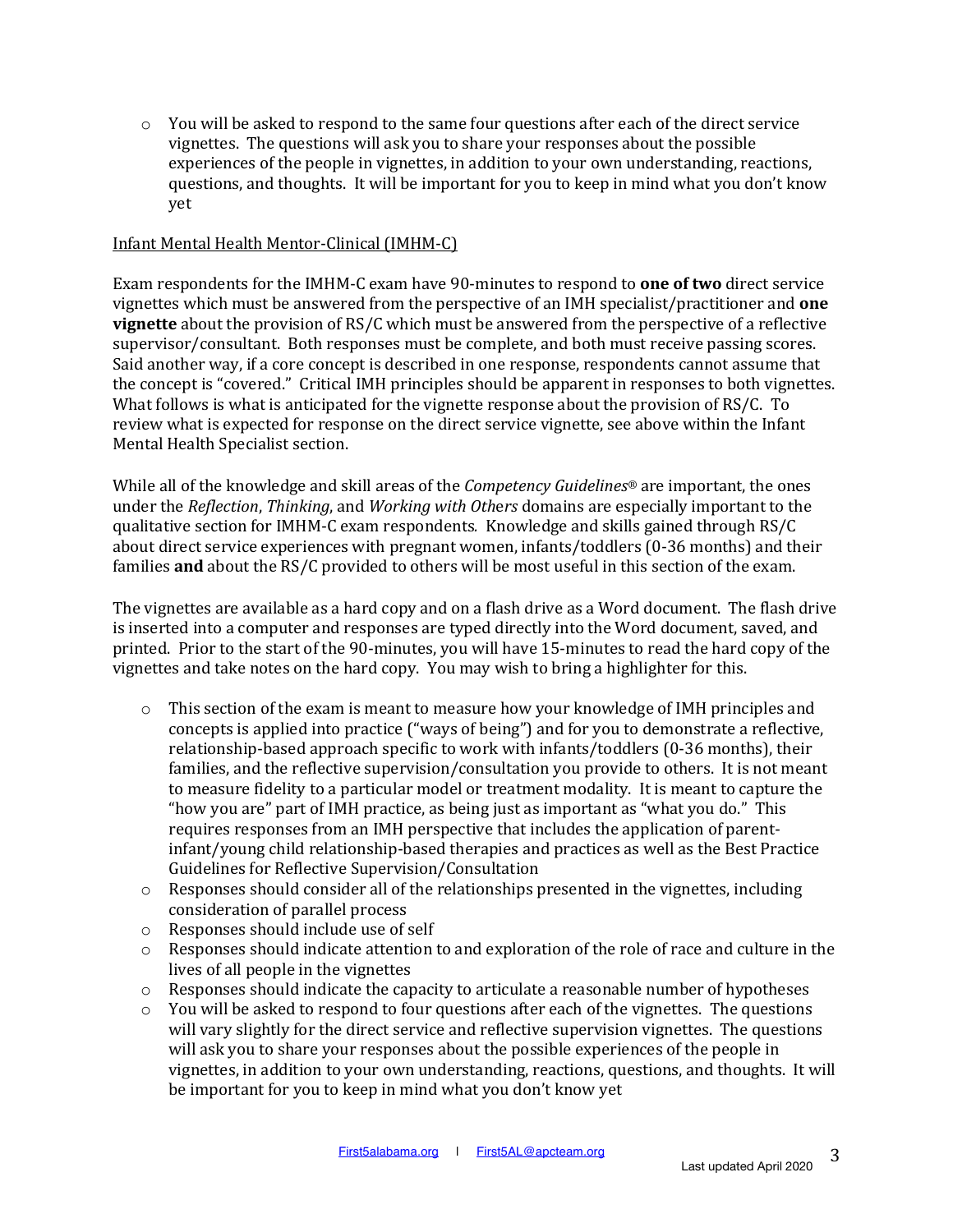- You will be asked to respond to the same four questions after each of the direct service vignettes. The questions will ask you to share your responses about the possible experiences of the people in vignettes, in addition to your own understanding, reactions, questions, and thoughts. It will be important for you to keep in mind what you don't know yet

Infant Mental Health Mentor-Clinical (IMHM-C)

Exam respondents for the IMHM-C exam have 90-minutes to respond to **one of two** direct service vignettes which must be answered from the perspective of an IMH specialist/practitioner and **one vignette** about the provision of RS/C which must be answered from the perspective of a reflective supervisor/consultant. Both responses must be complete, and both must receive passing scores. Said another way, if a core concept is described in one response, respondents cannot assume that the concept is "covered." Critical IMH principles should be apparent in responses to both vignettes. What follows is what is anticipated for the vignette response about the provision of RS/C. To review what is expected for response on the direct service vignette, see above within the Infant Mental Health Specialist section.

While all of the knowledge and skill areas of the *Competency Guidelines*® are important, the ones under the *Reflection*, *Thinking*, and *Working with Others* domains are especially important to the qualitative section for IMHM-C exam respondents. Knowledge and skills gained through RS/C about direct service experiences with pregnant women, infants/toddlers (0-36 months) and their families **and** about the RS/C provided to others will be most useful in this section of the exam.

The vignettes are available as a hard copy and on a flash drive as a Word document. The flash drive is inserted into a computer and responses are typed directly into the Word document, saved, and printed. Prior to the start of the 90-minutes, you will have 15-minutes to read the hard copy of the vignettes and take notes on the hard copy. You may wish to bring a highlighter for this.

- This section of the exam is meant to measure how your knowledge of IMH principles and concepts is applied into practice ("ways of being") and for you to demonstrate a reflective, relationship-based approach specific to work with infants/toddlers (0-36 months), their families, and the reflective supervision/consultation you provide to others. It is not meant to measure fidelity to a particular model or treatment modality. It is meant to capture the "how you are" part of IMH practice, as being just as important as "what you do." This requires responses from an IMH perspective that includes the application of parent-infant/young child relationship-based therapies and practices as well as the Best Practice Guidelines for Reflective Supervision/Consultation
- Responses should consider all of the relationships presented in the vignettes, including consideration of parallel process
- Responses should include use of self
- Responses should indicate attention to and exploration of the role of race and culture in the lives of all people in the vignettes
- Responses should indicate the capacity to articulate a reasonable number of hypotheses
- You will be asked to respond to four questions after each of the vignettes. The questions will vary slightly for the direct service and reflective supervision vignettes. The questions will ask you to share your responses about the possible experiences of the people in vignettes, in addition to your own understanding, reactions, questions, and thoughts. It will be important for you to keep in mind what you don't know yet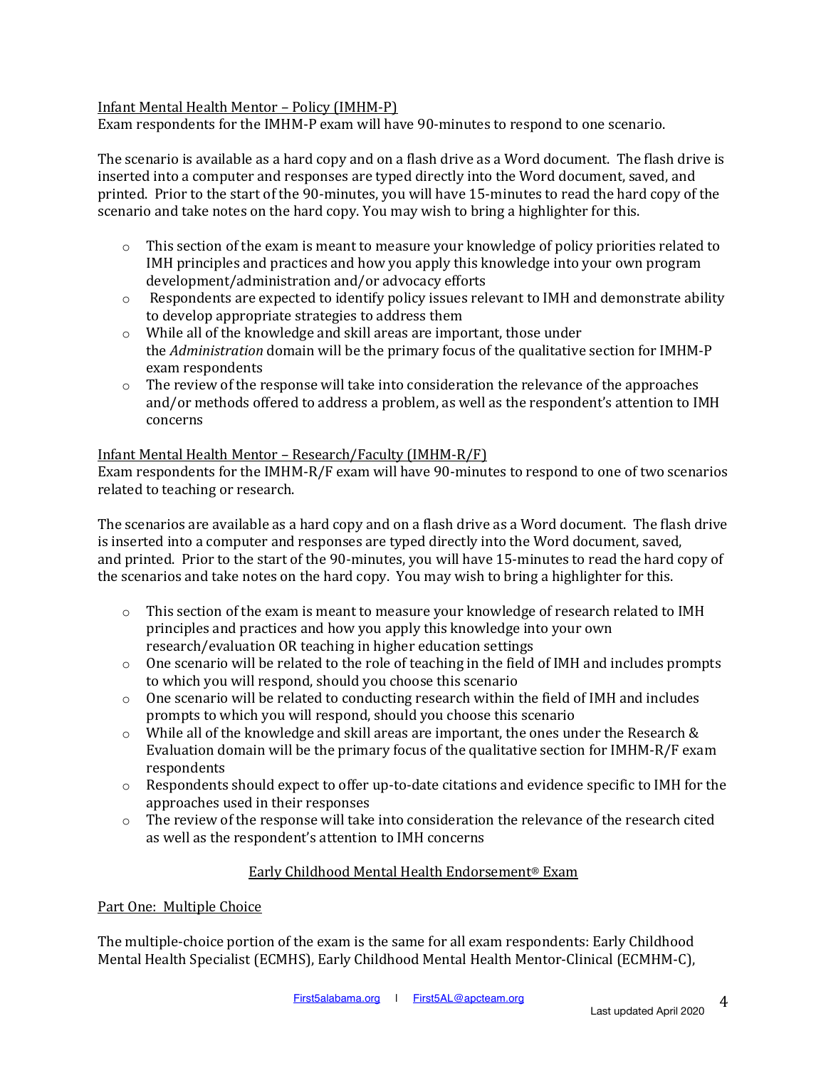Infant Mental Health Mentor – Policy (IMHM-P)

Exam respondents for the IMHM-P exam will have 90-minutes to respond to one scenario.

The scenario is available as a hard copy and on a flash drive as a Word document. The flash drive is inserted into a computer and responses are typed directly into the Word document, saved, and printed. Prior to the start of the 90-minutes, you will have 15-minutes to read the hard copy of the scenario and take notes on the hard copy. You may wish to bring a highlighter for this.

- This section of the exam is meant to measure your knowledge of policy priorities related to IMH principles and practices and how you apply this knowledge into your own program development/administration and/or advocacy efforts
- Respondents are expected to identify policy issues relevant to IMH and demonstrate ability to develop appropriate strategies to address them
- While all of the knowledge and skill areas are important, those under the *Administration* domain will be the primary focus of the qualitative section for IMHM-P exam respondents
- The review of the response will take into consideration the relevance of the approaches and/or methods offered to address a problem, as well as the respondent's attention to IMH concerns

Infant Mental Health Mentor – Research/Faculty (IMHM-R/F)

Exam respondents for the IMHM-R/F exam will have 90-minutes to respond to one of two scenarios related to teaching or research.

The scenarios are available as a hard copy and on a flash drive as a Word document. The flash drive is inserted into a computer and responses are typed directly into the Word document, saved, and printed. Prior to the start of the 90-minutes, you will have 15-minutes to read the hard copy of the scenarios and take notes on the hard copy. You may wish to bring a highlighter for this.

- This section of the exam is meant to measure your knowledge of research related to IMH principles and practices and how you apply this knowledge into your own research/evaluation OR teaching in higher education settings
- One scenario will be related to the role of teaching in the field of IMH and includes prompts to which you will respond, should you choose this scenario
- One scenario will be related to conducting research within the field of IMH and includes prompts to which you will respond, should you choose this scenario
- While all of the knowledge and skill areas are important, the ones under the Research & Evaluation domain will be the primary focus of the qualitative section for IMHM-R/F exam respondents
- Respondents should expect to offer up-to-date citations and evidence specific to IMH for the approaches used in their responses
- The review of the response will take into consideration the relevance of the research cited as well as the respondent's attention to IMH concerns

## Early Childhood Mental Health Endorsement® Exam

Part One: Multiple Choice

The multiple-choice portion of the exam is the same for all exam respondents: Early Childhood Mental Health Specialist (ECMHS), Early Childhood Mental Health Mentor-Clinical (ECMHM-C),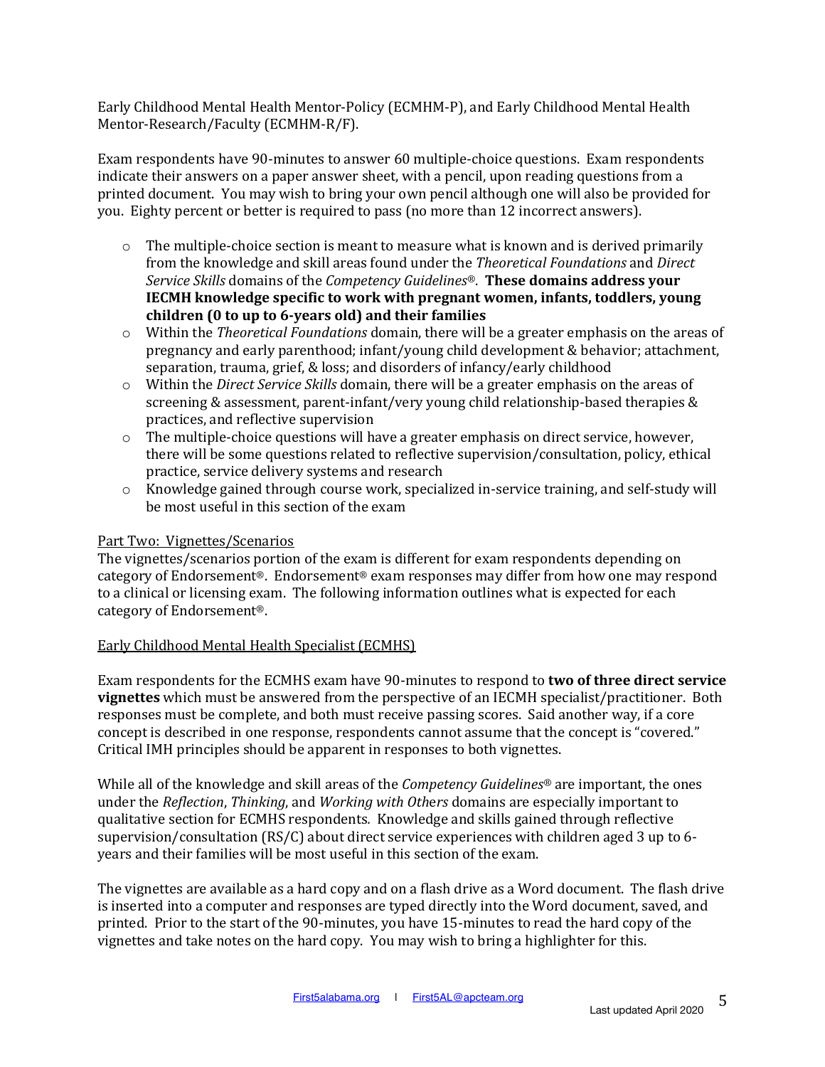Early Childhood Mental Health Mentor-Policy (ECMHM-P), and Early Childhood Mental Health Mentor-Research/Faculty (ECMHM-R/F).

Exam respondents have 90-minutes to answer 60 multiple-choice questions. Exam respondents indicate their answers on a paper answer sheet, with a pencil, upon reading questions from a printed document. You may wish to bring your own pencil although one will also be provided for you. Eighty percent or better is required to pass (no more than 12 incorrect answers).

- The multiple-choice section is meant to measure what is known and is derived primarily from the knowledge and skill areas found under the *Theoretical Foundations* and *Direct Service Skills* domains of the *Competency Guidelines*®. **These domains address your IECMH knowledge specific to work with pregnant women, infants, toddlers, young children (0 to up to 6-years old) and their families**
- Within the *Theoretical Foundations* domain, there will be a greater emphasis on the areas of pregnancy and early parenthood; infant/young child development & behavior; attachment, separation, trauma, grief, & loss; and disorders of infancy/early childhood
- Within the *Direct Service Skills* domain, there will be a greater emphasis on the areas of screening & assessment, parent-infant/very young child relationship-based therapies & practices, and reflective supervision
- The multiple-choice questions will have a greater emphasis on direct service, however, there will be some questions related to reflective supervision/consultation, policy, ethical practice, service delivery systems and research
- Knowledge gained through course work, specialized in-service training, and self-study will be most useful in this section of the exam

<u>Part Two: Vignettes/Scenarios</u>

The vignettes/scenarios portion of the exam is different for exam respondents depending on category of Endorsement®. Endorsement® exam responses may differ from how one may respond to a clinical or licensing exam. The following information outlines what is expected for each category of Endorsement®.

<u>Early Childhood Mental Health Specialist (ECMHS)</u>

Exam respondents for the ECMHS exam have 90-minutes to respond to **two of three direct service vignettes** which must be answered from the perspective of an IECMH specialist/practitioner. Both responses must be complete, and both must receive passing scores. Said another way, if a core concept is described in one response, respondents cannot assume that the concept is "covered." Critical IMH principles should be apparent in responses to both vignettes.

While all of the knowledge and skill areas of the *Competency Guidelines*® are important, the ones under the *Reflection*, *Thinking*, and *Working with Others* domains are especially important to qualitative section for ECMHS respondents. Knowledge and skills gained through reflective supervision/consultation (RS/C) about direct service experiences with children aged 3 up to 6-years and their families will be most useful in this section of the exam.

The vignettes are available as a hard copy and on a flash drive as a Word document. The flash drive is inserted into a computer and responses are typed directly into the Word document, saved, and printed. Prior to the start of the 90-minutes, you have 15-minutes to read the hard copy of the vignettes and take notes on the hard copy. You may wish to bring a highlighter for this.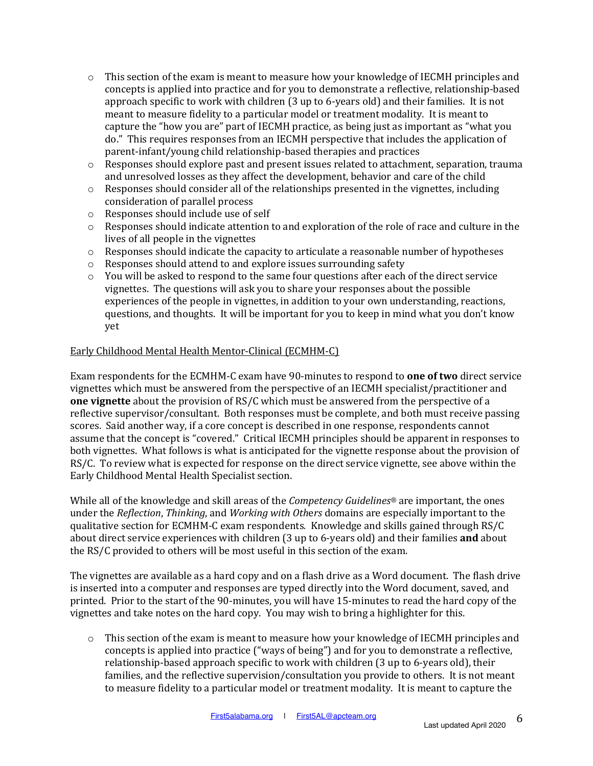- This section of the exam is meant to measure how your knowledge of IECMH principles and concepts is applied into practice and for you to demonstrate a reflective, relationship-based approach specific to work with children (3 up to 6-years old) and their families. It is not meant to measure fidelity to a particular model or treatment modality. It is meant to capture the "how you are" part of IECMH practice, as being just as important as "what you do." This requires responses from an IECMH perspective that includes the application of parent-infant/young child relationship-based therapies and practices
- Responses should explore past and present issues related to attachment, separation, trauma and unresolved losses as they affect the development, behavior and care of the child
- Responses should consider all of the relationships presented in the vignettes, including consideration of parallel process
- Responses should include use of self
- Responses should indicate attention to and exploration of the role of race and culture in the lives of all people in the vignettes
- Responses should indicate the capacity to articulate a reasonable number of hypotheses
- Responses should attend to and explore issues surrounding safety
- You will be asked to respond to the same four questions after each of the direct service vignettes. The questions will ask you to share your responses about the possible experiences of the people in vignettes, in addition to your own understanding, reactions, questions, and thoughts. It will be important for you to keep in mind what you don't know yet

<u>Early Childhood Mental Health Mentor-Clinical (ECMHM-C)</u>

Exam respondents for the ECMHM-C exam have 90-minutes to respond to **one of two** direct service vignettes which must be answered from the perspective of an IECMH specialist/practitioner and **one vignette** about the provision of RS/C which must be answered from the perspective of a reflective supervisor/consultant. Both responses must be complete, and both must receive passing scores. Said another way, if a core concept is described in one response, respondents cannot assume that the concept is "covered." Critical IECMH principles should be apparent in responses to both vignettes. What follows is what is anticipated for the vignette response about the provision of RS/C. To review what is expected for response on the direct service vignette, see above within the Early Childhood Mental Health Specialist section.

While all of the knowledge and skill areas of the *Competency Guidelines*® are important, the ones under the *Reflection*, *Thinking*, and *Working with Others* domains are especially important to the qualitative section for ECMHM-C exam respondents. Knowledge and skills gained through RS/C about direct service experiences with children (3 up to 6-years old) and their families **and** about the RS/C provided to others will be most useful in this section of the exam.

The vignettes are available as a hard copy and on a flash drive as a Word document. The flash drive is inserted into a computer and responses are typed directly into the Word document, saved, and printed. Prior to the start of the 90-minutes, you will have 15-minutes to read the hard copy of the vignettes and take notes on the hard copy. You may wish to bring a highlighter for this.

- This section of the exam is meant to measure how your knowledge of IECMH principles and concepts is applied into practice ("ways of being") and for you to demonstrate a reflective, relationship-based approach specific to work with children (3 up to 6-years old), their families, and the reflective supervision/consultation you provide to others. It is not meant to measure fidelity to a particular model or treatment modality. It is meant to capture the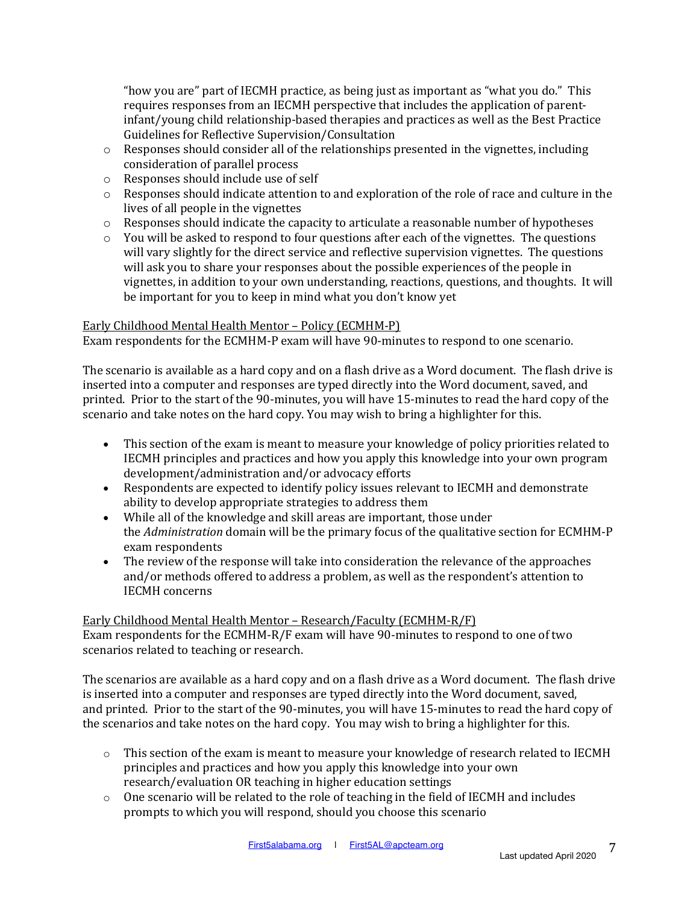"how you are" part of IECMH practice, as being just as important as "what you do." This requires responses from an IECMH perspective that includes the application of parent-infant/young child relationship-based therapies and practices as well as the Best Practice Guidelines for Reflective Supervision/Consultation

- Responses should consider all of the relationships presented in the vignettes, including consideration of parallel process
- Responses should include use of self
- Responses should indicate attention to and exploration of the role of race and culture in the lives of all people in the vignettes
- Responses should indicate the capacity to articulate a reasonable number of hypotheses
- You will be asked to respond to four questions after each of the vignettes. The questions will vary slightly for the direct service and reflective supervision vignettes. The questions will ask you to share your responses about the possible experiences of the people in vignettes, in addition to your own understanding, reactions, questions, and thoughts. It will be important for you to keep in mind what you don't know yet

<u>Early Childhood Mental Health Mentor – Policy (ECMHM-P)</u>

Exam respondents for the ECMHM-P exam will have 90-minutes to respond to one scenario.

The scenario is available as a hard copy and on a flash drive as a Word document. The flash drive is inserted into a computer and responses are typed directly into the Word document, saved, and printed. Prior to the start of the 90-minutes, you will have 15-minutes to read the hard copy of the scenario and take notes on the hard copy. You may wish to bring a highlighter for this.

- This section of the exam is meant to measure your knowledge of policy priorities related to IECMH principles and practices and how you apply this knowledge into your own program development/administration and/or advocacy efforts
- Respondents are expected to identify policy issues relevant to IECMH and demonstrate ability to develop appropriate strategies to address them
- While all of the knowledge and skill areas are important, those under the *Administration* domain will be the primary focus of the qualitative section for ECMHM-P exam respondents
- The review of the response will take into consideration the relevance of the approaches and/or methods offered to address a problem, as well as the respondent's attention to IECMH concerns

<u>Early Childhood Mental Health Mentor – Research/Faculty (ECMHM-R/F)</u>

Exam respondents for the ECMHM-R/F exam will have 90-minutes to respond to one of two scenarios related to teaching or research.

The scenarios are available as a hard copy and on a flash drive as a Word document. The flash drive is inserted into a computer and responses are typed directly into the Word document, saved, and printed. Prior to the start of the 90-minutes, you will have 15-minutes to read the hard copy of the scenarios and take notes on the hard copy. You may wish to bring a highlighter for this.

- This section of the exam is meant to measure your knowledge of research related to IECMH principles and practices and how you apply this knowledge into your own research/evaluation OR teaching in higher education settings
- One scenario will be related to the role of teaching in the field of IECMH and includes prompts to which you will respond, should you choose this scenario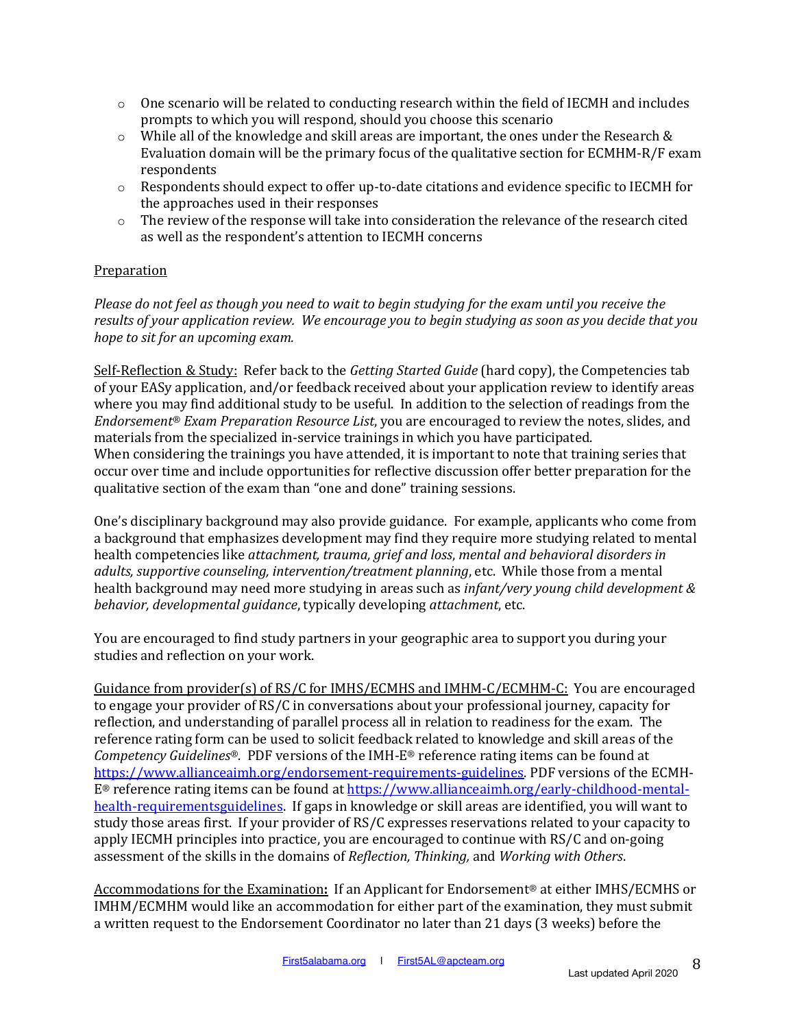- One scenario will be related to conducting research within the field of IECMH and includes prompts to which you will respond, should you choose this scenario
- While all of the knowledge and skill areas are important, the ones under the Research & Evaluation domain will be the primary focus of the qualitative section for ECMHM-R/F exam respondents
- Respondents should expect to offer up-to-date citations and evidence specific to IECMH for the approaches used in their responses
- The review of the response will take into consideration the relevance of the research cited as well as the respondent's attention to IECMH concerns

<u>Preparation</u>

*Please do not feel as though you need to wait to begin studying for the exam until you receive the results of your application review. We encourage you to begin studying as soon as you decide that you hope to sit for an upcoming exam.*

<u>Self-Reflection & Study:</u> Refer back to the *Getting Started Guide* (hard copy), the Competencies tab of your EASy application, and/or feedback received about your application review to identify areas where you may find additional study to be useful. In addition to the selection of readings from the *Endorsement® Exam Preparation Resource List*, you are encouraged to review the notes, slides, and materials from the specialized in-service trainings in which you have participated.
When considering the trainings you have attended, it is important to note that training series that occur over time and include opportunities for reflective discussion offer better preparation for the qualitative section of the exam than "one and done" training sessions.

One's disciplinary background may also provide guidance. For example, applicants who come from a background that emphasizes development may find they require more studying related to mental health competencies like *attachment, trauma, grief and loss*, *mental and behavioral disorders in adults, supportive counseling, intervention/treatment planning*, etc. While those from a mental health background may need more studying in areas such as *infant/very young child development & behavior, developmental guidance*, typically developing *attachment*, etc.

You are encouraged to find study partners in your geographic area to support you during your studies and reflection on your work.

<u>Guidance from provider(s) of RS/C for IMHS/ECMHS and IMHM-C/ECMHM-C:</u> You are encouraged to engage your provider of RS/C in conversations about your professional journey, capacity for reflection, and understanding of parallel process all in relation to readiness for the exam. The reference rating form can be used to solicit feedback related to knowledge and skill areas of the *Competency Guidelines®*. PDF versions of the IMH-E® reference rating items can be found at https://www.allianceaimh.org/endorsement-requirements-guidelines. PDF versions of the ECMH-E® reference rating items can be found at https://www.allianceaimh.org/early-childhood-mental-health-requirementsguidelines. If gaps in knowledge or skill areas are identified, you will want to study those areas first. If your provider of RS/C expresses reservations related to your capacity to apply IECMH principles into practice, you are encouraged to continue with RS/C and on-going assessment of the skills in the domains of *Reflection, Thinking,* and *Working with Others*.

<u>Accommodations for the Examination</u>**:** If an Applicant for Endorsement® at either IMHS/ECMHS or IMHM/ECMHM would like an accommodation for either part of the examination, they must submit a written request to the Endorsement Coordinator no later than 21 days (3 weeks) before the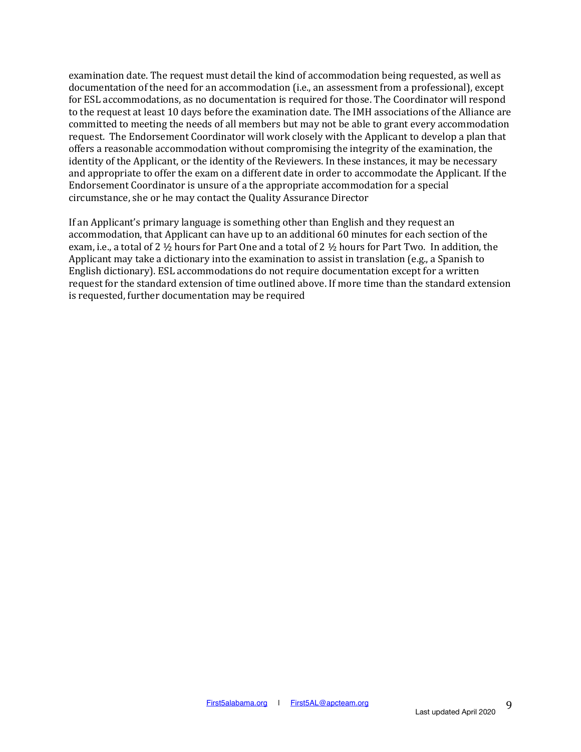examination date. The request must detail the kind of accommodation being requested, as well as documentation of the need for an accommodation (i.e., an assessment from a professional), except for ESL accommodations, as no documentation is required for those. The Coordinator will respond to the request at least 10 days before the examination date. The IMH associations of the Alliance are committed to meeting the needs of all members but may not be able to grant every accommodation request. The Endorsement Coordinator will work closely with the Applicant to develop a plan that offers a reasonable accommodation without compromising the integrity of the examination, the identity of the Applicant, or the identity of the Reviewers. In these instances, it may be necessary and appropriate to offer the exam on a different date in order to accommodate the Applicant. If the Endorsement Coordinator is unsure of a the appropriate accommodation for a special circumstance, she or he may contact the Quality Assurance Director

If an Applicant's primary language is something other than English and they request an accommodation, that Applicant can have up to an additional 60 minutes for each section of the exam, i.e., a total of 2 ½ hours for Part One and a total of 2 ½ hours for Part Two. In addition, the Applicant may take a dictionary into the examination to assist in translation (e.g., a Spanish to English dictionary). ESL accommodations do not require documentation except for a written request for the standard extension of time outlined above. If more time than the standard extension is requested, further documentation may be required